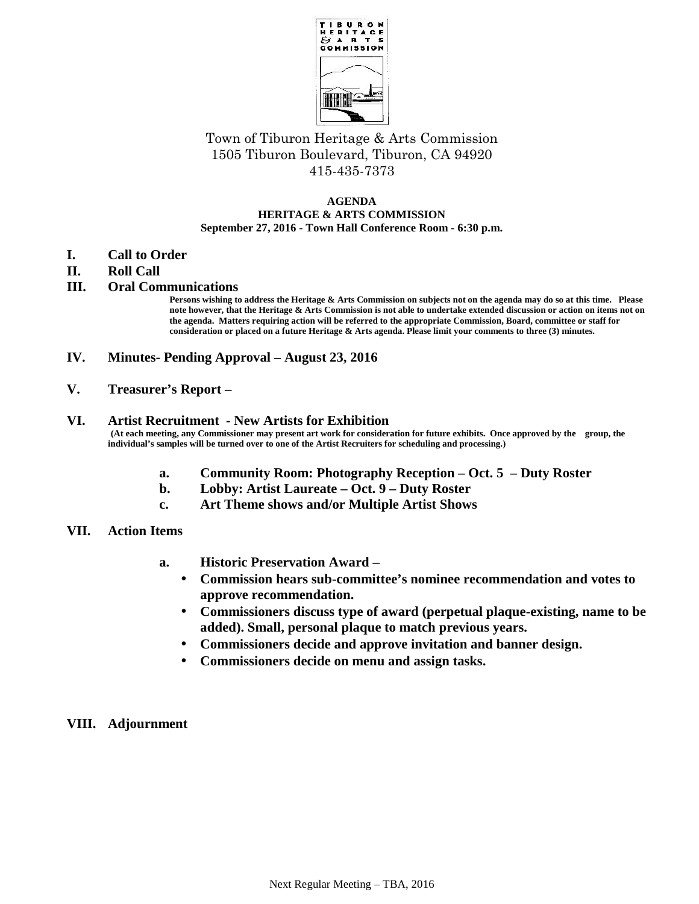Town of Tiburon Heritage & Arts Commission
1505 Tiburon Boulevard, Tiburon, CA 94920
415-435-7373

**AGENDA**
**HERITAGE & ARTS COMMISSION**
**September 27, 2016 - Town Hall Conference Room - 6:30 p.m.**

**I. Call to Order**

**II. Roll Call**

**III. Oral Communications**

**Persons wishing to address the Heritage & Arts Commission on subjects not on the agenda may do so at this time. Please note however, that the Heritage & Arts Commission is not able to undertake extended discussion or action on items not on the agenda. Matters requiring action will be referred to the appropriate Commission, Board, committee or staff for consideration or placed on a future Heritage & Arts agenda. Please limit your comments to three (3) minutes.**

**IV. Minutes- Pending Approval – August 23, 2016**

**V. Treasurer's Report –**

**VI. Artist Recruitment - New Artists for Exhibition**

**(At each meeting, any Commissioner may present art work for consideration for future exhibits. Once approved by the group, the individual's samples will be turned over to one of the Artist Recruiters for scheduling and processing.)**

- **a. Community Room: Photography Reception – Oct. 5 – Duty Roster**
- **b. Lobby: Artist Laureate – Oct. 9 – Duty Roster**
- **c. Art Theme shows and/or Multiple Artist Shows**

**VII. Action Items**

- **a. Historic Preservation Award –**
  - **Commission hears sub-committee's nominee recommendation and votes to approve recommendation.**
  - **Commissioners discuss type of award (perpetual plaque-existing, name to be added). Small, personal plaque to match previous years.**
  - **Commissioners decide and approve invitation and banner design.**
  - **Commissioners decide on menu and assign tasks.**

**VIII. Adjournment**

Next Regular Meeting – TBA, 2016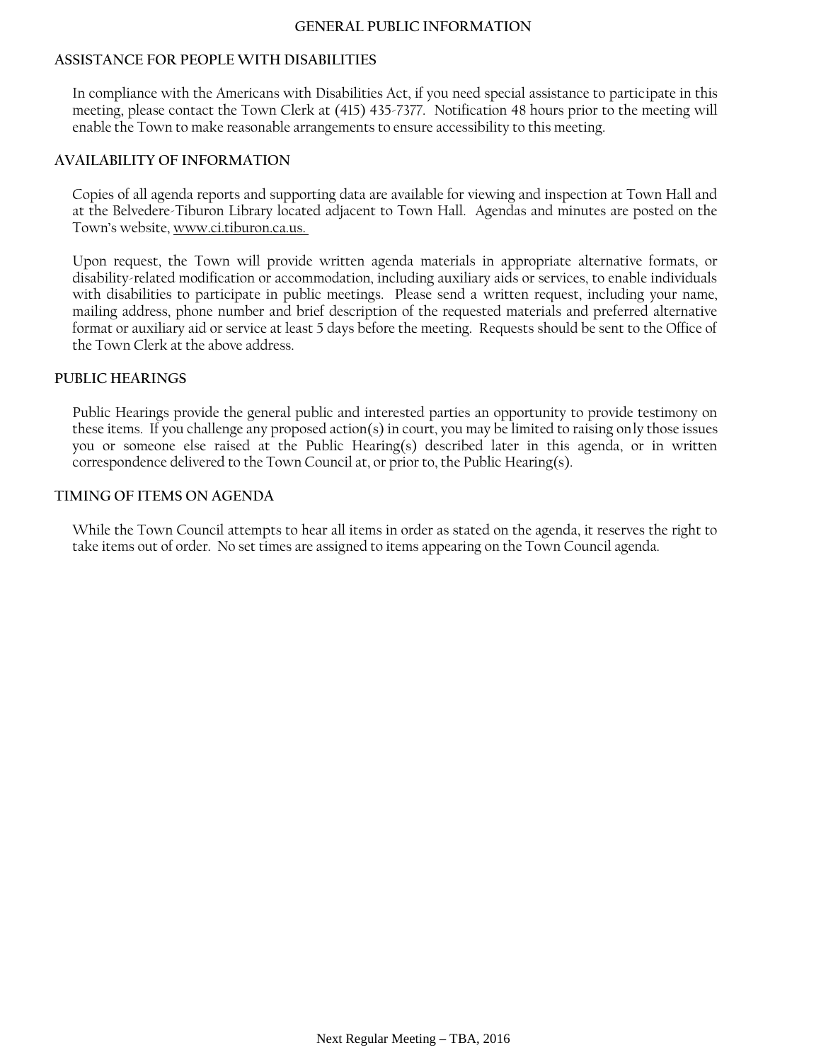# GENERAL PUBLIC INFORMATION

## ASSISTANCE FOR PEOPLE WITH DISABILITIES

In compliance with the Americans with Disabilities Act, if you need special assistance to participate in this meeting, please contact the Town Clerk at (415) 435-7377. Notification 48 hours prior to the meeting will enable the Town to make reasonable arrangements to ensure accessibility to this meeting.

## AVAILABILITY OF INFORMATION

Copies of all agenda reports and supporting data are available for viewing and inspection at Town Hall and at the Belvedere-Tiburon Library located adjacent to Town Hall. Agendas and minutes are posted on the Town's website, www.ci.tiburon.ca.us.

Upon request, the Town will provide written agenda materials in appropriate alternative formats, or disability-related modification or accommodation, including auxiliary aids or services, to enable individuals with disabilities to participate in public meetings. Please send a written request, including your name, mailing address, phone number and brief description of the requested materials and preferred alternative format or auxiliary aid or service at least 5 days before the meeting. Requests should be sent to the Office of the Town Clerk at the above address.

## PUBLIC HEARINGS

Public Hearings provide the general public and interested parties an opportunity to provide testimony on these items. If you challenge any proposed action(s) in court, you may be limited to raising only those issues you or someone else raised at the Public Hearing(s) described later in this agenda, or in written correspondence delivered to the Town Council at, or prior to, the Public Hearing(s).

## TIMING OF ITEMS ON AGENDA

While the Town Council attempts to hear all items in order as stated on the agenda, it reserves the right to take items out of order. No set times are assigned to items appearing on the Town Council agenda.

Next Regular Meeting – TBA, 2016